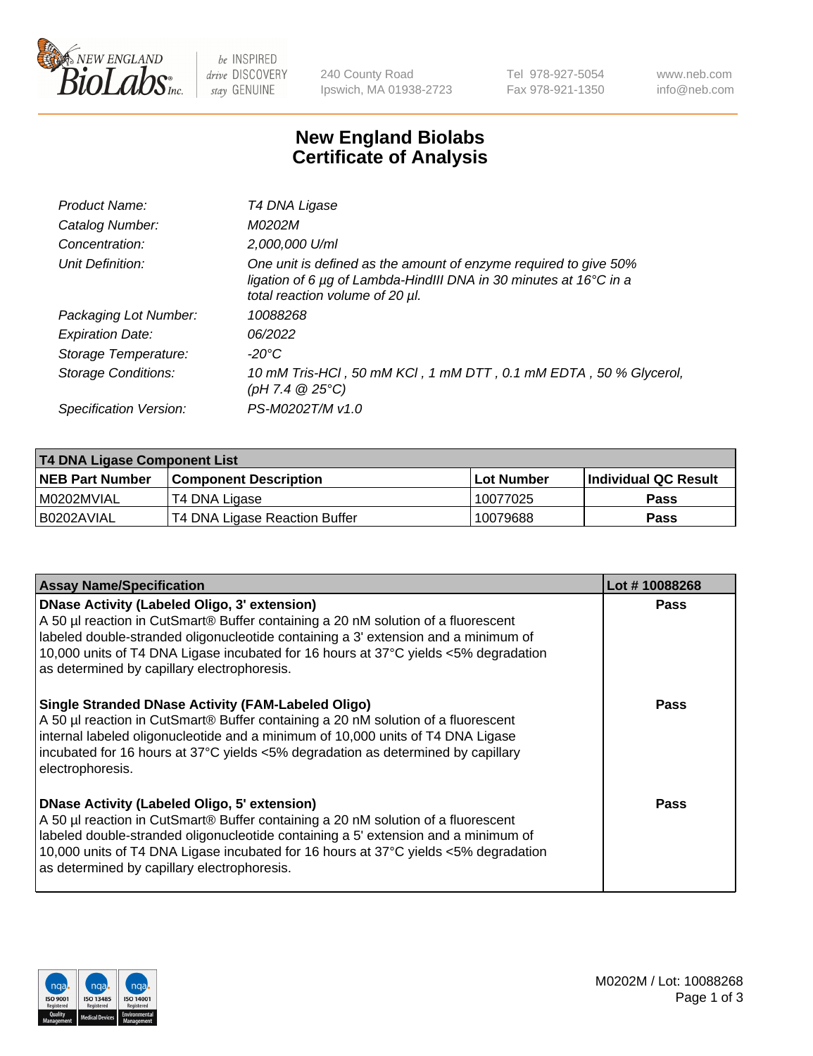NEW ENGLAND BioLabs Inc. — be INSPIRED drive DISCOVERY stay GENUINE

240 County Road
Ipswich, MA 01938-2723

Tel 978-927-5054
Fax 978-921-1350

www.neb.com
info@neb.com

# New England Biolabs
# Certificate of Analysis

| | |
|---|---|
| *Product Name:* | *T4 DNA Ligase* |
| *Catalog Number:* | *M0202M* |
| *Concentration:* | *2,000,000 U/ml* |
| *Unit Definition:* | *One unit is defined as the amount of enzyme required to give 50% ligation of 6 µg of Lambda-HindIII DNA in 30 minutes at 16°C in a total reaction volume of 20 µl.* |
| *Packaging Lot Number:* | *10088268* |
| *Expiration Date:* | *06/2022* |
| *Storage Temperature:* | *-20°C* |
| *Storage Conditions:* | *10 mM Tris-HCl , 50 mM KCl , 1 mM DTT , 0.1 mM EDTA , 50 % Glycerol, (pH 7.4 @ 25°C)* |
| *Specification Version:* | *PS-M0202T/M v1.0* |

| T4 DNA Ligase Component List | | | |
|---|---|---|---|
| **NEB Part Number** | **Component Description** | **Lot Number** | **Individual QC Result** |
| M0202MVIAL | T4 DNA Ligase | 10077025 | Pass |
| B0202AVIAL | T4 DNA Ligase Reaction Buffer | 10079688 | Pass |

| Assay Name/Specification | Lot # 10088268 |
|---|---|
| **DNase Activity (Labeled Oligo, 3' extension)** A 50 µl reaction in CutSmart® Buffer containing a 20 nM solution of a fluorescent labeled double-stranded oligonucleotide containing a 3' extension and a minimum of 10,000 units of T4 DNA Ligase incubated for 16 hours at 37°C yields <5% degradation as determined by capillary electrophoresis. | Pass |
| **Single Stranded DNase Activity (FAM-Labeled Oligo)** A 50 µl reaction in CutSmart® Buffer containing a 20 nM solution of a fluorescent internal labeled oligonucleotide and a minimum of 10,000 units of T4 DNA Ligase incubated for 16 hours at 37°C yields <5% degradation as determined by capillary electrophoresis. | Pass |
| **DNase Activity (Labeled Oligo, 5' extension)** A 50 µl reaction in CutSmart® Buffer containing a 20 nM solution of a fluorescent labeled double-stranded oligonucleotide containing a 5' extension and a minimum of 10,000 units of T4 DNA Ligase incubated for 16 hours at 37°C yields <5% degradation as determined by capillary electrophoresis. | Pass |

M0202M / Lot: 10088268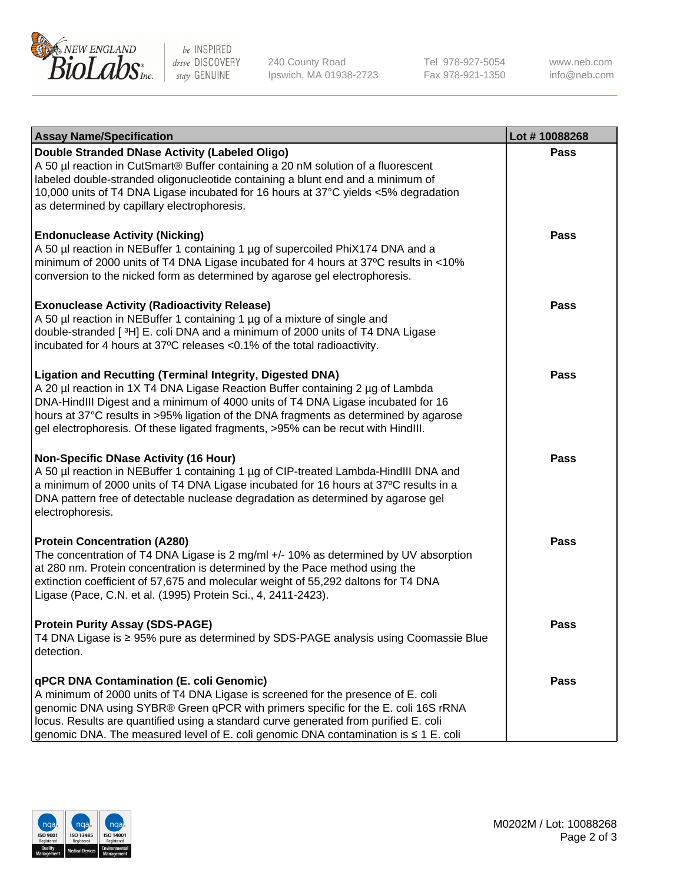| Assay Name/Specification | Lot # 10088268 |
|---|---|
| **Double Stranded DNase Activity (Labeled Oligo)**<br>A 50 µl reaction in CutSmart® Buffer containing a 20 nM solution of a fluorescent labeled double-stranded oligonucleotide containing a blunt end and a minimum of 10,000 units of T4 DNA Ligase incubated for 16 hours at 37°C yields <5% degradation as determined by capillary electrophoresis. | Pass |
| **Endonuclease Activity (Nicking)**<br>A 50 µl reaction in NEBuffer 1 containing 1 µg of supercoiled PhiX174 DNA and a minimum of 2000 units of T4 DNA Ligase incubated for 4 hours at 37ºC results in <10% conversion to the nicked form as determined by agarose gel electrophoresis. | Pass |
| **Exonuclease Activity (Radioactivity Release)**<br>A 50 µl reaction in NEBuffer 1 containing 1 µg of a mixture of single and double-stranded [ $^3$H] E. coli DNA and a minimum of 2000 units of T4 DNA Ligase incubated for 4 hours at 37ºC releases <0.1% of the total radioactivity. | Pass |
| **Ligation and Recutting (Terminal Integrity, Digested DNA)**<br>A 20 µl reaction in 1X T4 DNA Ligase Reaction Buffer containing 2 µg of Lambda DNA-HindIII Digest and a minimum of 4000 units of T4 DNA Ligase incubated for 16 hours at 37°C results in >95% ligation of the DNA fragments as determined by agarose gel electrophoresis. Of these ligated fragments, >95% can be recut with HindIII. | Pass |
| **Non-Specific DNase Activity (16 Hour)**<br>A 50 µl reaction in NEBuffer 1 containing 1 µg of CIP-treated Lambda-HindIII DNA and a minimum of 2000 units of T4 DNA Ligase incubated for 16 hours at 37ºC results in a DNA pattern free of detectable nuclease degradation as determined by agarose gel electrophoresis. | Pass |
| **Protein Concentration (A280)**<br>The concentration of T4 DNA Ligase is 2 mg/ml +/- 10% as determined by UV absorption at 280 nm. Protein concentration is determined by the Pace method using the extinction coefficient of 57,675 and molecular weight of 55,292 daltons for T4 DNA Ligase (Pace, C.N. et al. (1995) Protein Sci., 4, 2411-2423). | Pass |
| **Protein Purity Assay (SDS-PAGE)**<br>T4 DNA Ligase is ≥ 95% pure as determined by SDS-PAGE analysis using Coomassie Blue detection. | Pass |
| **qPCR DNA Contamination (E. coli Genomic)**<br>A minimum of 2000 units of T4 DNA Ligase is screened for the presence of E. coli genomic DNA using SYBR® Green qPCR with primers specific for the E. coli 16S rRNA locus. Results are quantified using a standard curve generated from purified E. coli genomic DNA. The measured level of E. coli genomic DNA contamination is ≤ 1 E. coli | Pass |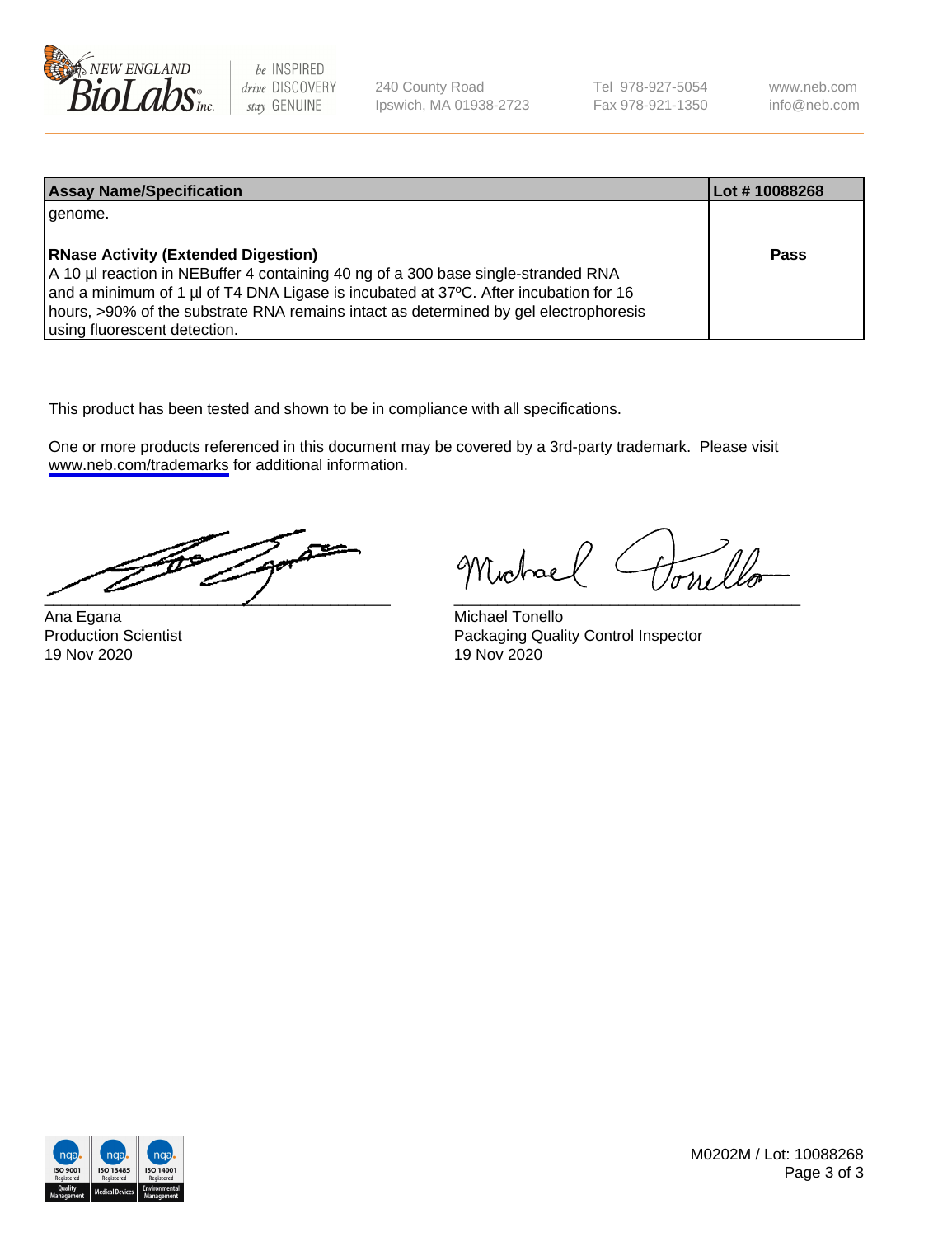| Assay Name/Specification | Lot # 10088268 |
|---|---|
| genome. | |
| **RNase Activity (Extended Digestion)**<br>A 10 µl reaction in NEBuffer 4 containing 40 ng of a 300 base single-stranded RNA and a minimum of 1 µl of T4 DNA Ligase is incubated at 37ºC. After incubation for 16 hours, >90% of the substrate RNA remains intact as determined by gel electrophoresis using fluorescent detection. | **Pass** |

This product has been tested and shown to be in compliance with all specifications.

One or more products referenced in this document may be covered by a 3rd-party trademark. Please visit www.neb.com/trademarks for additional information.

Ana Egana
Production Scientist
19 Nov 2020

Michael Tonello
Packaging Quality Control Inspector
19 Nov 2020

M0202M / Lot: 10088268